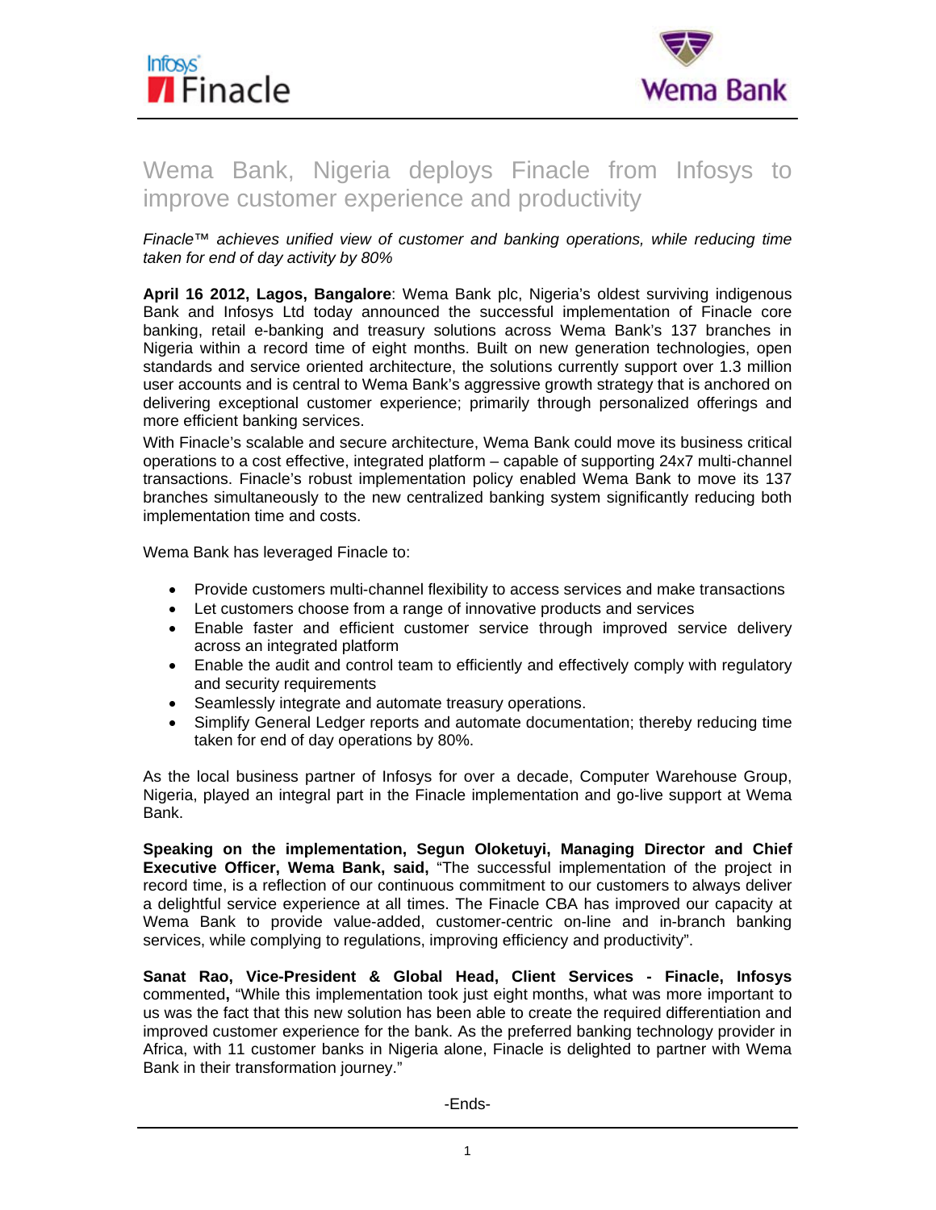# Wema Bank, Nigeria deploys Finacle from Infosys to improve customer experience and productivity

*Finacle™ achieves unified view of customer and banking operations, while reducing time taken for end of day activity by 80%*

**April 16 2012, Lagos, Bangalore**: Wema Bank plc, Nigeria's oldest surviving indigenous Bank and Infosys Ltd today announced the successful implementation of Finacle core banking, retail e-banking and treasury solutions across Wema Bank's 137 branches in Nigeria within a record time of eight months. Built on new generation technologies, open standards and service oriented architecture, the solutions currently support over 1.3 million user accounts and is central to Wema Bank's aggressive growth strategy that is anchored on delivering exceptional customer experience; primarily through personalized offerings and more efficient banking services.

With Finacle's scalable and secure architecture, Wema Bank could move its business critical operations to a cost effective, integrated platform – capable of supporting 24x7 multi-channel transactions. Finacle's robust implementation policy enabled Wema Bank to move its 137 branches simultaneously to the new centralized banking system significantly reducing both implementation time and costs.

Wema Bank has leveraged Finacle to:

- Provide customers multi-channel flexibility to access services and make transactions
- Let customers choose from a range of innovative products and services
- Enable faster and efficient customer service through improved service delivery across an integrated platform
- Enable the audit and control team to efficiently and effectively comply with regulatory and security requirements
- Seamlessly integrate and automate treasury operations.
- Simplify General Ledger reports and automate documentation; thereby reducing time taken for end of day operations by 80%.

As the local business partner of Infosys for over a decade, Computer Warehouse Group, Nigeria, played an integral part in the Finacle implementation and go-live support at Wema Bank.

**Speaking on the implementation, Segun Oloketuyi, Managing Director and Chief Executive Officer, Wema Bank, said,** "The successful implementation of the project in record time, is a reflection of our continuous commitment to our customers to always deliver a delightful service experience at all times. The Finacle CBA has improved our capacity at Wema Bank to provide value-added, customer-centric on-line and in-branch banking services, while complying to regulations, improving efficiency and productivity".

**Sanat Rao, Vice-President & Global Head, Client Services - Finacle, Infosys** commented**,** "While this implementation took just eight months, what was more important to us was the fact that this new solution has been able to create the required differentiation and improved customer experience for the bank. As the preferred banking technology provider in Africa, with 11 customer banks in Nigeria alone, Finacle is delighted to partner with Wema Bank in their transformation journey."

-Ends-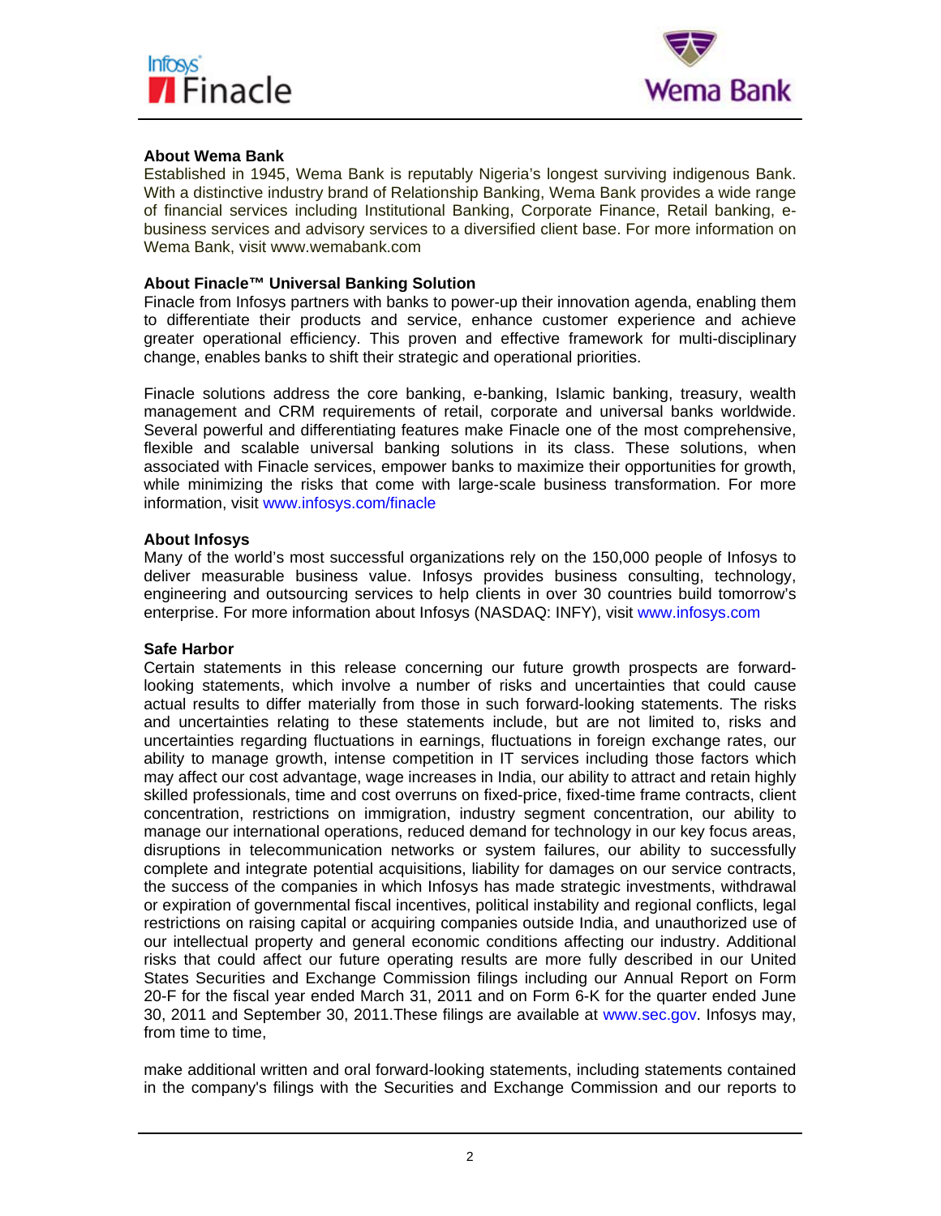**About Wema Bank**

Established in 1945, Wema Bank is reputably Nigeria's longest surviving indigenous Bank. With a distinctive industry brand of Relationship Banking, Wema Bank provides a wide range of financial services including Institutional Banking, Corporate Finance, Retail banking, e-business services and advisory services to a diversified client base. For more information on Wema Bank, visit www.wemabank.com

**About Finacle™ Universal Banking Solution**

Finacle from Infosys partners with banks to power-up their innovation agenda, enabling them to differentiate their products and service, enhance customer experience and achieve greater operational efficiency. This proven and effective framework for multi-disciplinary change, enables banks to shift their strategic and operational priorities.

Finacle solutions address the core banking, e-banking, Islamic banking, treasury, wealth management and CRM requirements of retail, corporate and universal banks worldwide. Several powerful and differentiating features make Finacle one of the most comprehensive, flexible and scalable universal banking solutions in its class. These solutions, when associated with Finacle services, empower banks to maximize their opportunities for growth, while minimizing the risks that come with large-scale business transformation. For more information, visit www.infosys.com/finacle

**About Infosys**

Many of the world's most successful organizations rely on the 150,000 people of Infosys to deliver measurable business value. Infosys provides business consulting, technology, engineering and outsourcing services to help clients in over 30 countries build tomorrow's enterprise. For more information about Infosys (NASDAQ: INFY), visit www.infosys.com

**Safe Harbor**

Certain statements in this release concerning our future growth prospects are forward-looking statements, which involve a number of risks and uncertainties that could cause actual results to differ materially from those in such forward-looking statements. The risks and uncertainties relating to these statements include, but are not limited to, risks and uncertainties regarding fluctuations in earnings, fluctuations in foreign exchange rates, our ability to manage growth, intense competition in IT services including those factors which may affect our cost advantage, wage increases in India, our ability to attract and retain highly skilled professionals, time and cost overruns on fixed-price, fixed-time frame contracts, client concentration, restrictions on immigration, industry segment concentration, our ability to manage our international operations, reduced demand for technology in our key focus areas, disruptions in telecommunication networks or system failures, our ability to successfully complete and integrate potential acquisitions, liability for damages on our service contracts, the success of the companies in which Infosys has made strategic investments, withdrawal or expiration of governmental fiscal incentives, political instability and regional conflicts, legal restrictions on raising capital or acquiring companies outside India, and unauthorized use of our intellectual property and general economic conditions affecting our industry. Additional risks that could affect our future operating results are more fully described in our United States Securities and Exchange Commission filings including our Annual Report on Form 20-F for the fiscal year ended March 31, 2011 and on Form 6-K for the quarter ended June 30, 2011 and September 30, 2011.These filings are available at www.sec.gov. Infosys may, from time to time,

make additional written and oral forward-looking statements, including statements contained in the company's filings with the Securities and Exchange Commission and our reports to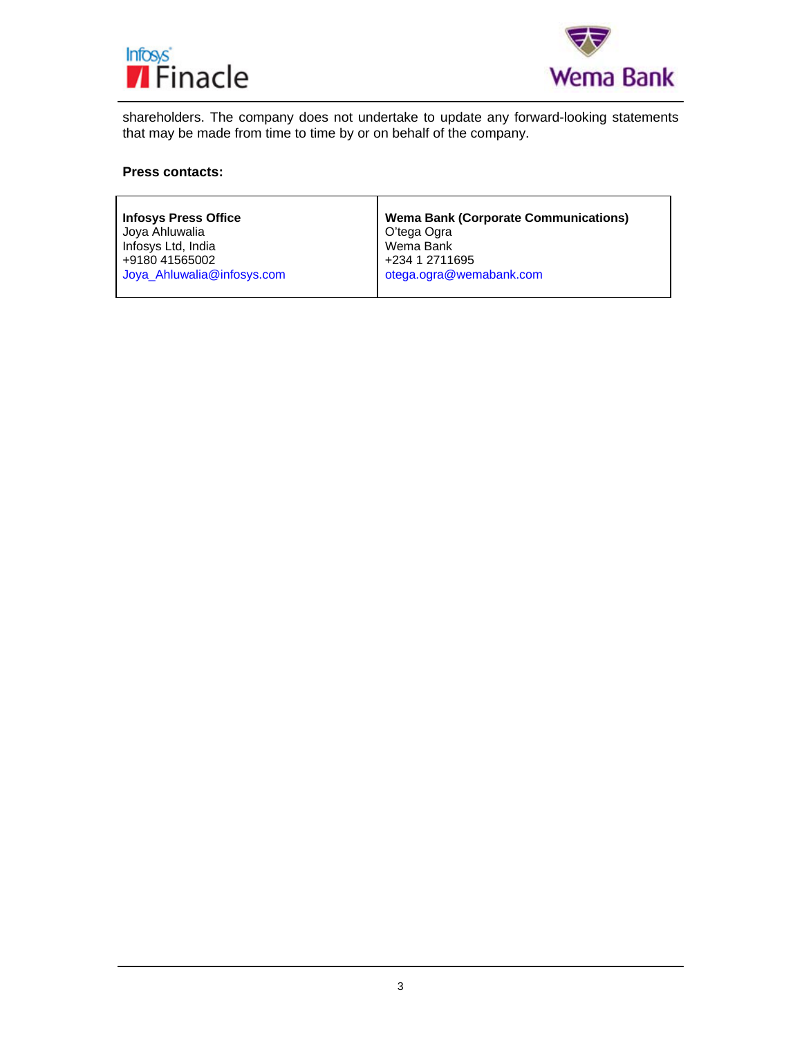shareholders. The company does not undertake to update any forward-looking statements that may be made from time to time by or on behalf of the company.

**Press contacts:**

| | |
|---|---|
| **Infosys Press Office**<br>Joya Ahluwalia<br>Infosys Ltd, India<br>+9180 41565002<br>Joya_Ahluwalia@infosys.com | **Wema Bank (Corporate Communications)**<br>O'tega Ogra<br>Wema Bank<br>+234 1 2711695<br>otega.ogra@wemabank.com |